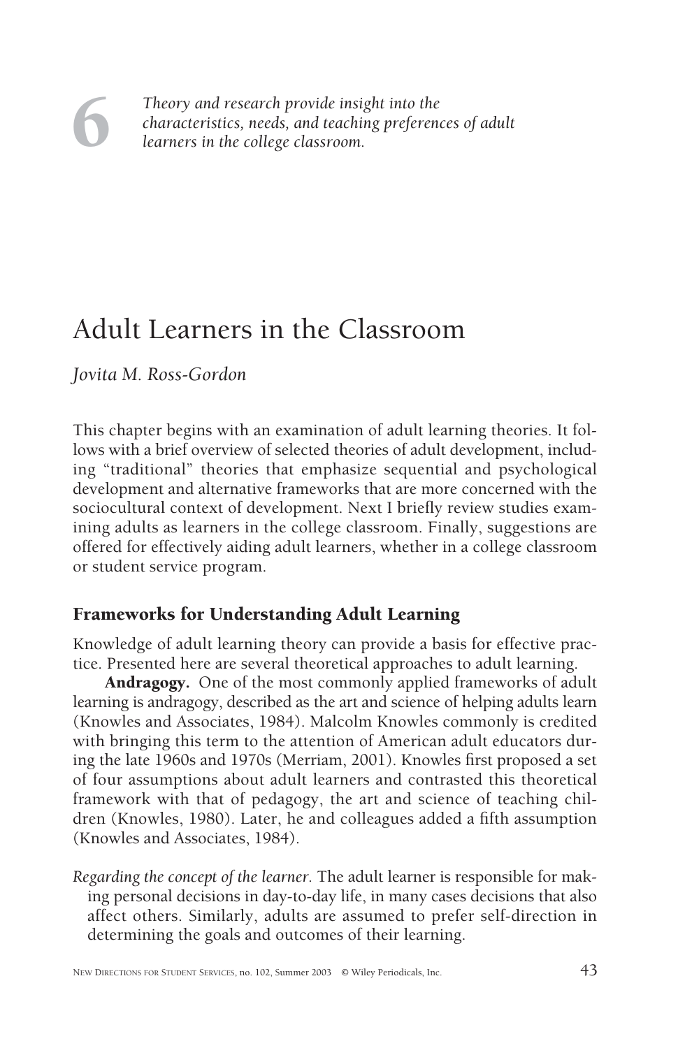6

*Theory and research provide insight into the characteristics, needs, and teaching preferences of adult learners in the college classroom.*

# Adult Learners in the Classroom

*Jovita M. Ross-Gordon*

This chapter begins with an examination of adult learning theories. It follows with a brief overview of selected theories of adult development, including "traditional" theories that emphasize sequential and psychological development and alternative frameworks that are more concerned with the sociocultural context of development. Next I briefly review studies examining adults as learners in the college classroom. Finally, suggestions are offered for effectively aiding adult learners, whether in a college classroom or student service program.

## Frameworks for Understanding Adult Learning

Knowledge of adult learning theory can provide a basis for effective practice. Presented here are several theoretical approaches to adult learning.

**Andragogy.** One of the most commonly applied frameworks of adult learning is andragogy, described as the art and science of helping adults learn (Knowles and Associates, 1984). Malcolm Knowles commonly is credited with bringing this term to the attention of American adult educators during the late 1960s and 1970s (Merriam, 2001). Knowles first proposed a set of four assumptions about adult learners and contrasted this theoretical framework with that of pedagogy, the art and science of teaching children (Knowles, 1980). Later, he and colleagues added a fifth assumption (Knowles and Associates, 1984).

*Regarding the concept of the learner.* The adult learner is responsible for making personal decisions in day-to-day life, in many cases decisions that also affect others. Similarly, adults are assumed to prefer self-direction in determining the goals and outcomes of their learning.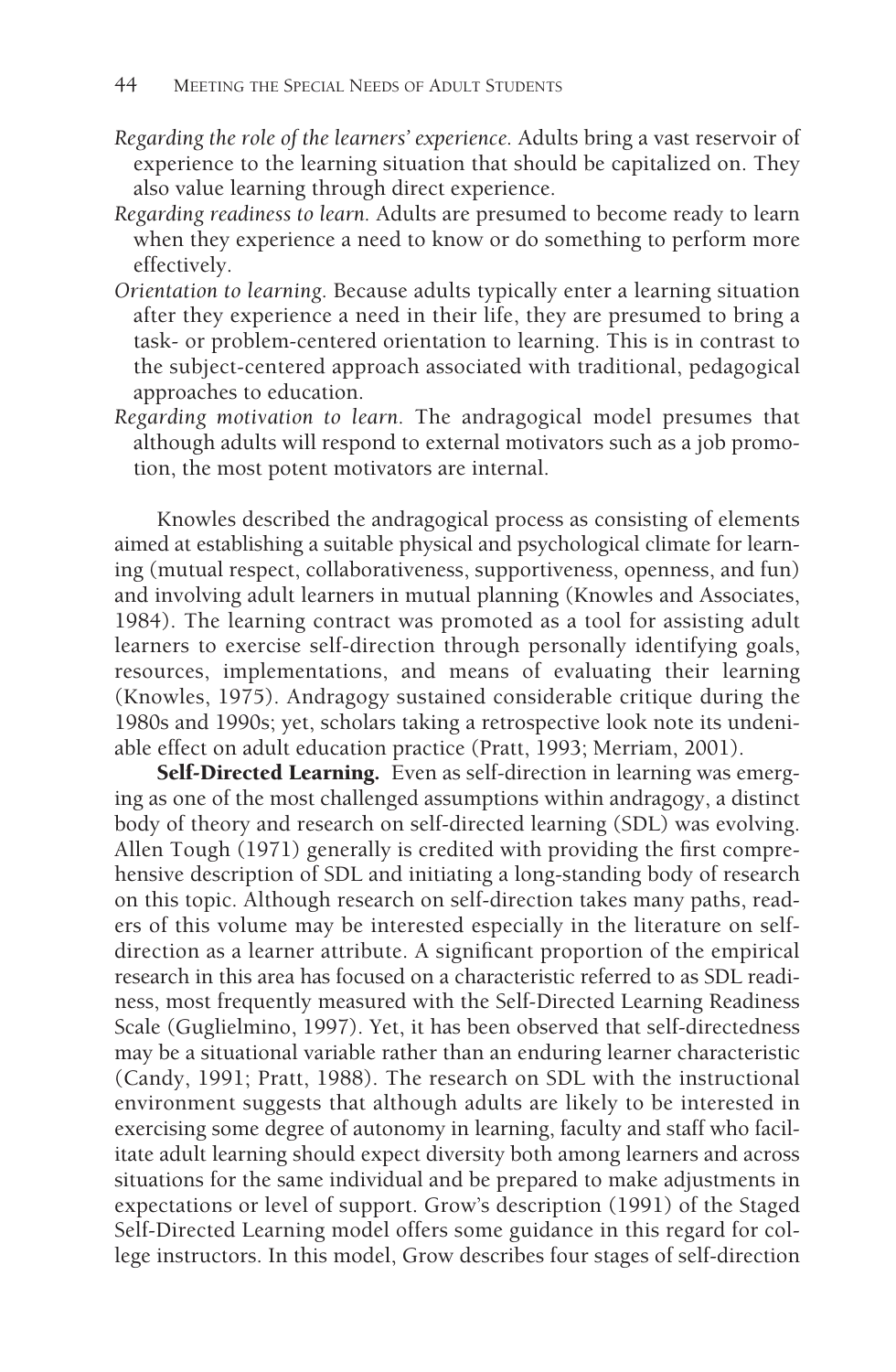*Regarding the role of the learners' experience.* Adults bring a vast reservoir of experience to the learning situation that should be capitalized on. They also value learning through direct experience.

*Regarding readiness to learn.* Adults are presumed to become ready to learn when they experience a need to know or do something to perform more effectively.

*Orientation to learning.* Because adults typically enter a learning situation after they experience a need in their life, they are presumed to bring a task- or problem-centered orientation to learning. This is in contrast to the subject-centered approach associated with traditional, pedagogical approaches to education.

*Regarding motivation to learn.* The andragogical model presumes that although adults will respond to external motivators such as a job promotion, the most potent motivators are internal.

Knowles described the andragogical process as consisting of elements aimed at establishing a suitable physical and psychological climate for learning (mutual respect, collaborativeness, supportiveness, openness, and fun) and involving adult learners in mutual planning (Knowles and Associates, 1984). The learning contract was promoted as a tool for assisting adult learners to exercise self-direction through personally identifying goals, resources, implementations, and means of evaluating their learning (Knowles, 1975). Andragogy sustained considerable critique during the 1980s and 1990s; yet, scholars taking a retrospective look note its undeniable effect on adult education practice (Pratt, 1993; Merriam, 2001).

**Self-Directed Learning.** Even as self-direction in learning was emerging as one of the most challenged assumptions within andragogy, a distinct body of theory and research on self-directed learning (SDL) was evolving. Allen Tough (1971) generally is credited with providing the first comprehensive description of SDL and initiating a long-standing body of research on this topic. Although research on self-direction takes many paths, readers of this volume may be interested especially in the literature on self-direction as a learner attribute. A significant proportion of the empirical research in this area has focused on a characteristic referred to as SDL readiness, most frequently measured with the Self-Directed Learning Readiness Scale (Guglielmino, 1997). Yet, it has been observed that self-directedness may be a situational variable rather than an enduring learner characteristic (Candy, 1991; Pratt, 1988). The research on SDL with the instructional environment suggests that although adults are likely to be interested in exercising some degree of autonomy in learning, faculty and staff who facilitate adult learning should expect diversity both among learners and across situations for the same individual and be prepared to make adjustments in expectations or level of support. Grow's description (1991) of the Staged Self-Directed Learning model offers some guidance in this regard for college instructors. In this model, Grow describes four stages of self-direction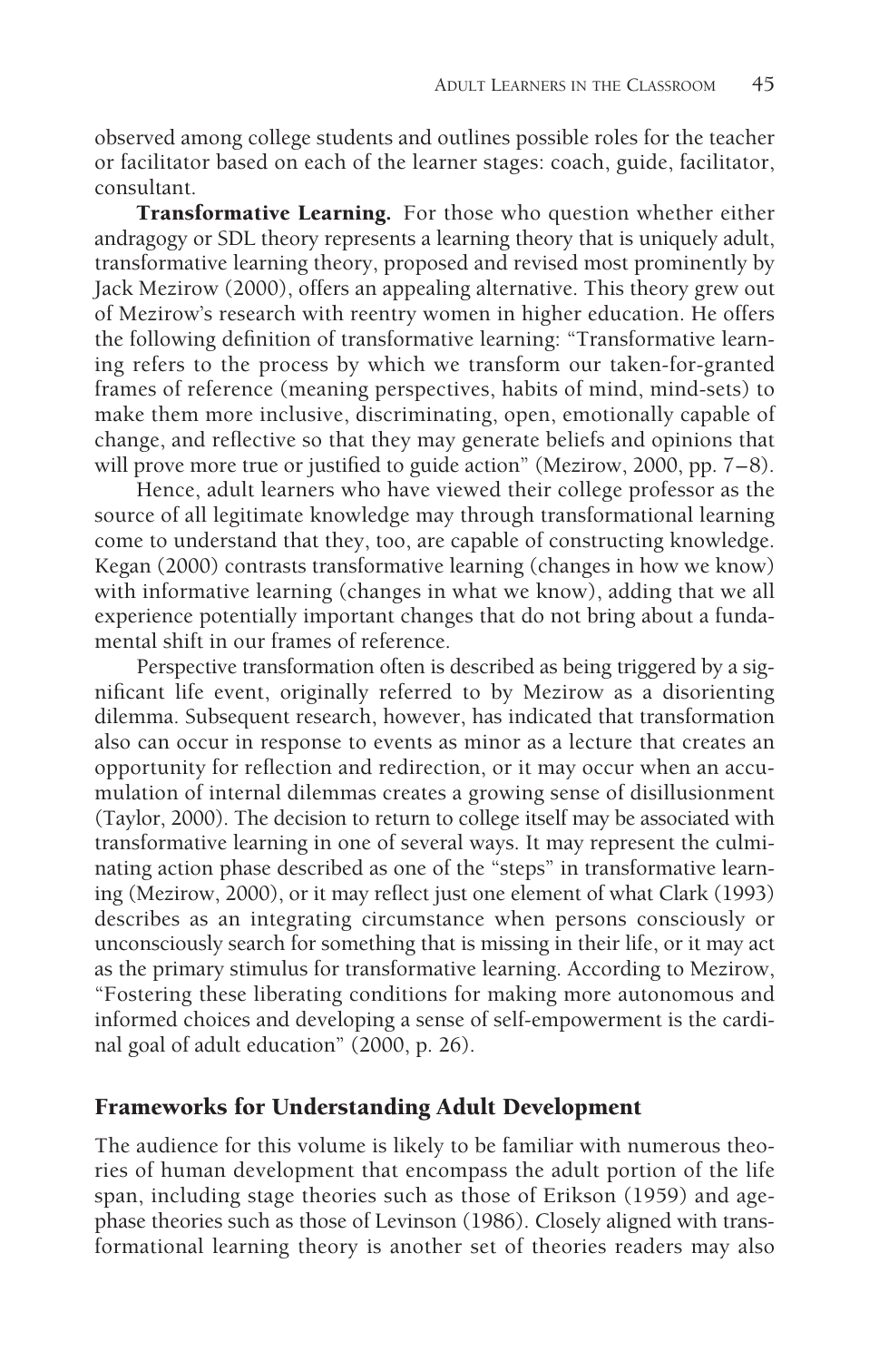observed among college students and outlines possible roles for the teacher or facilitator based on each of the learner stages: coach, guide, facilitator, consultant.

**Transformative Learning.** For those who question whether either andragogy or SDL theory represents a learning theory that is uniquely adult, transformative learning theory, proposed and revised most prominently by Jack Mezirow (2000), offers an appealing alternative. This theory grew out of Mezirow's research with reentry women in higher education. He offers the following definition of transformative learning: "Transformative learning refers to the process by which we transform our taken-for-granted frames of reference (meaning perspectives, habits of mind, mind-sets) to make them more inclusive, discriminating, open, emotionally capable of change, and reflective so that they may generate beliefs and opinions that will prove more true or justified to guide action" (Mezirow, 2000, pp. 7–8).

Hence, adult learners who have viewed their college professor as the source of all legitimate knowledge may through transformational learning come to understand that they, too, are capable of constructing knowledge. Kegan (2000) contrasts transformative learning (changes in how we know) with informative learning (changes in what we know), adding that we all experience potentially important changes that do not bring about a fundamental shift in our frames of reference.

Perspective transformation often is described as being triggered by a significant life event, originally referred to by Mezirow as a disorienting dilemma. Subsequent research, however, has indicated that transformation also can occur in response to events as minor as a lecture that creates an opportunity for reflection and redirection, or it may occur when an accumulation of internal dilemmas creates a growing sense of disillusionment (Taylor, 2000). The decision to return to college itself may be associated with transformative learning in one of several ways. It may represent the culminating action phase described as one of the "steps" in transformative learning (Mezirow, 2000), or it may reflect just one element of what Clark (1993) describes as an integrating circumstance when persons consciously or unconsciously search for something that is missing in their life, or it may act as the primary stimulus for transformative learning. According to Mezirow, "Fostering these liberating conditions for making more autonomous and informed choices and developing a sense of self-empowerment is the cardinal goal of adult education" (2000, p. 26).

## Frameworks for Understanding Adult Development

The audience for this volume is likely to be familiar with numerous theories of human development that encompass the adult portion of the life span, including stage theories such as those of Erikson (1959) and age-phase theories such as those of Levinson (1986). Closely aligned with transformational learning theory is another set of theories readers may also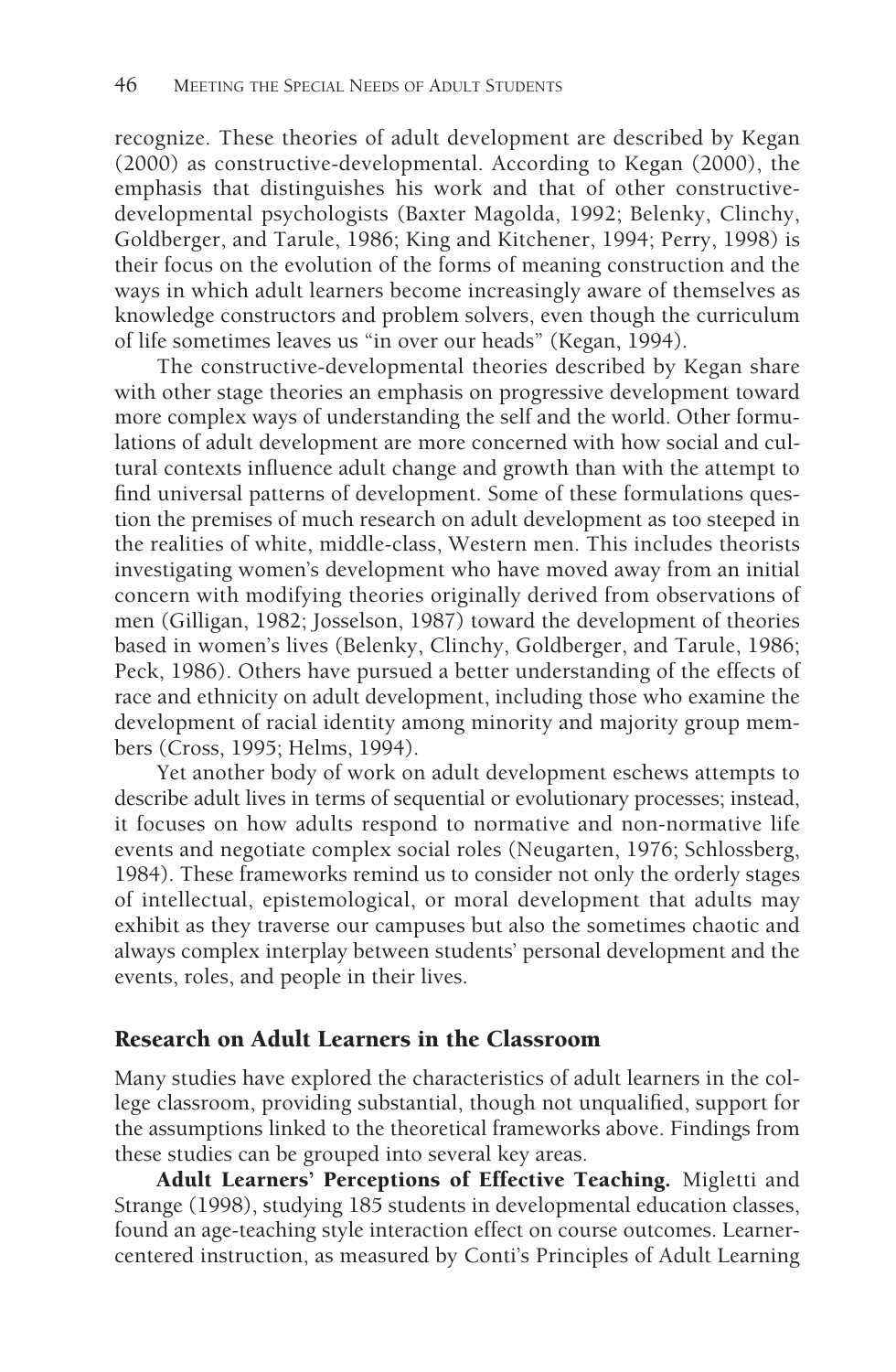recognize. These theories of adult development are described by Kegan (2000) as constructive-developmental. According to Kegan (2000), the emphasis that distinguishes his work and that of other constructive-developmental psychologists (Baxter Magolda, 1992; Belenky, Clinchy, Goldberger, and Tarule, 1986; King and Kitchener, 1994; Perry, 1998) is their focus on the evolution of the forms of meaning construction and the ways in which adult learners become increasingly aware of themselves as knowledge constructors and problem solvers, even though the curriculum of life sometimes leaves us "in over our heads" (Kegan, 1994).

The constructive-developmental theories described by Kegan share with other stage theories an emphasis on progressive development toward more complex ways of understanding the self and the world. Other formulations of adult development are more concerned with how social and cultural contexts influence adult change and growth than with the attempt to find universal patterns of development. Some of these formulations question the premises of much research on adult development as too steeped in the realities of white, middle-class, Western men. This includes theorists investigating women's development who have moved away from an initial concern with modifying theories originally derived from observations of men (Gilligan, 1982; Josselson, 1987) toward the development of theories based in women's lives (Belenky, Clinchy, Goldberger, and Tarule, 1986; Peck, 1986). Others have pursued a better understanding of the effects of race and ethnicity on adult development, including those who examine the development of racial identity among minority and majority group members (Cross, 1995; Helms, 1994).

Yet another body of work on adult development eschews attempts to describe adult lives in terms of sequential or evolutionary processes; instead, it focuses on how adults respond to normative and non-normative life events and negotiate complex social roles (Neugarten, 1976; Schlossberg, 1984). These frameworks remind us to consider not only the orderly stages of intellectual, epistemological, or moral development that adults may exhibit as they traverse our campuses but also the sometimes chaotic and always complex interplay between students' personal development and the events, roles, and people in their lives.

## Research on Adult Learners in the Classroom

Many studies have explored the characteristics of adult learners in the college classroom, providing substantial, though not unqualified, support for the assumptions linked to the theoretical frameworks above. Findings from these studies can be grouped into several key areas.

**Adult Learners' Perceptions of Effective Teaching.** Migletti and Strange (1998), studying 185 students in developmental education classes, found an age-teaching style interaction effect on course outcomes. Learner-centered instruction, as measured by Conti's Principles of Adult Learning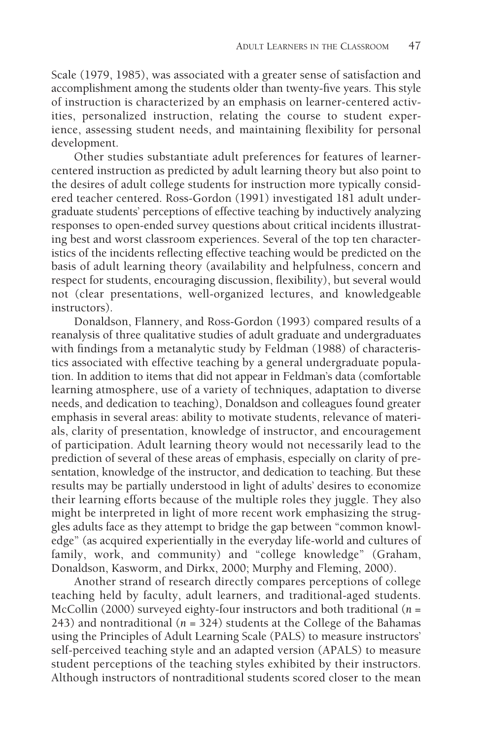Scale (1979, 1985), was associated with a greater sense of satisfaction and accomplishment among the students older than twenty-five years. This style of instruction is characterized by an emphasis on learner-centered activities, personalized instruction, relating the course to student experience, assessing student needs, and maintaining flexibility for personal development.

Other studies substantiate adult preferences for features of learner-centered instruction as predicted by adult learning theory but also point to the desires of adult college students for instruction more typically considered teacher centered. Ross-Gordon (1991) investigated 181 adult undergraduate students' perceptions of effective teaching by inductively analyzing responses to open-ended survey questions about critical incidents illustrating best and worst classroom experiences. Several of the top ten characteristics of the incidents reflecting effective teaching would be predicted on the basis of adult learning theory (availability and helpfulness, concern and respect for students, encouraging discussion, flexibility), but several would not (clear presentations, well-organized lectures, and knowledgeable instructors).

Donaldson, Flannery, and Ross-Gordon (1993) compared results of a reanalysis of three qualitative studies of adult graduate and undergraduates with findings from a metanalytic study by Feldman (1988) of characteristics associated with effective teaching by a general undergraduate population. In addition to items that did not appear in Feldman's data (comfortable learning atmosphere, use of a variety of techniques, adaptation to diverse needs, and dedication to teaching), Donaldson and colleagues found greater emphasis in several areas: ability to motivate students, relevance of materials, clarity of presentation, knowledge of instructor, and encouragement of participation. Adult learning theory would not necessarily lead to the prediction of several of these areas of emphasis, especially on clarity of presentation, knowledge of the instructor, and dedication to teaching. But these results may be partially understood in light of adults' desires to economize their learning efforts because of the multiple roles they juggle. They also might be interpreted in light of more recent work emphasizing the struggles adults face as they attempt to bridge the gap between "common knowledge" (as acquired experientially in the everyday life-world and cultures of family, work, and community) and "college knowledge" (Graham, Donaldson, Kasworm, and Dirkx, 2000; Murphy and Fleming, 2000).

Another strand of research directly compares perceptions of college teaching held by faculty, adult learners, and traditional-aged students. McCollin (2000) surveyed eighty-four instructors and both traditional (*n* = 243) and nontraditional (*n* = 324) students at the College of the Bahamas using the Principles of Adult Learning Scale (PALS) to measure instructors' self-perceived teaching style and an adapted version (APALS) to measure student perceptions of the teaching styles exhibited by their instructors. Although instructors of nontraditional students scored closer to the mean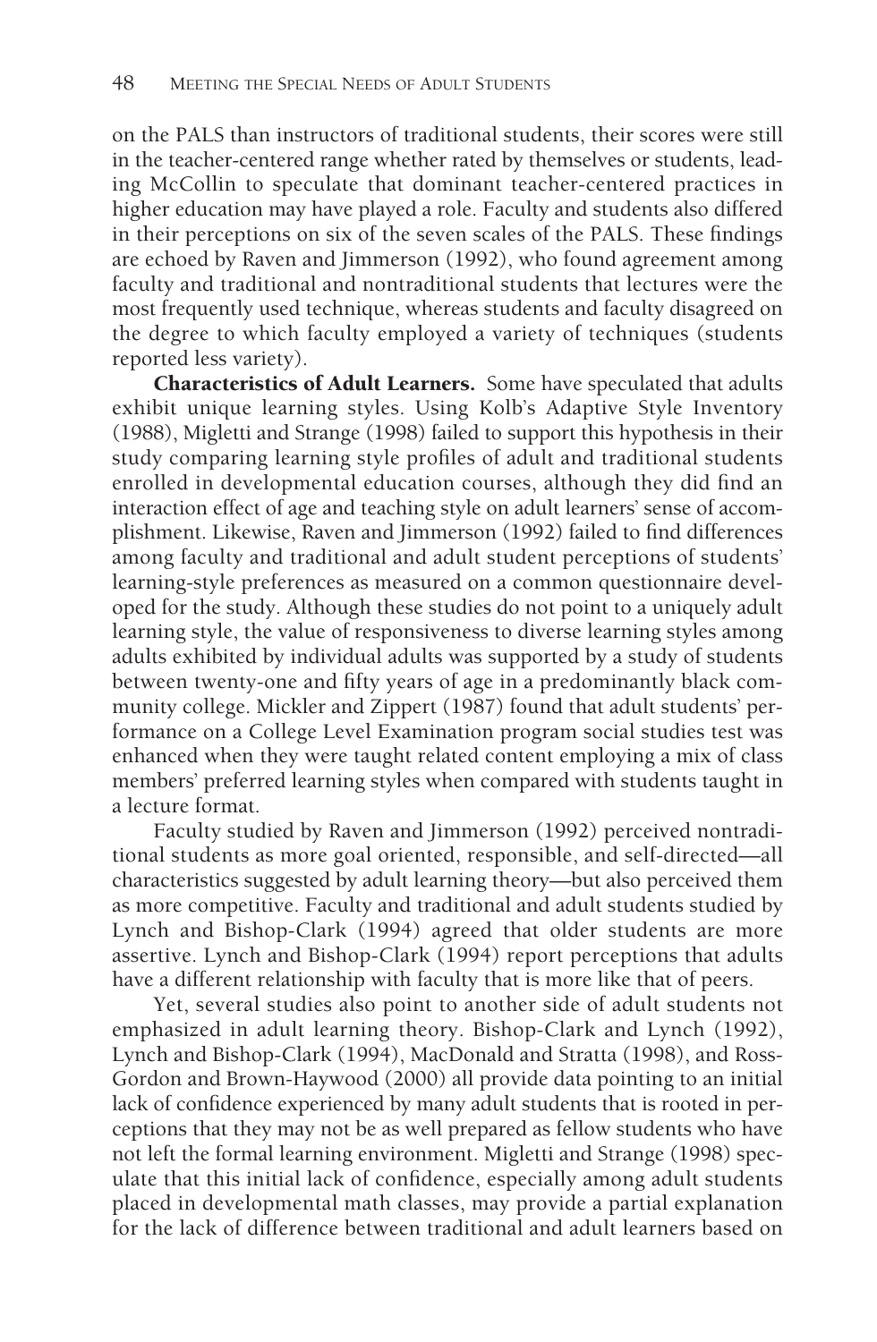on the PALS than instructors of traditional students, their scores were still in the teacher-centered range whether rated by themselves or students, leading McCollin to speculate that dominant teacher-centered practices in higher education may have played a role. Faculty and students also differed in their perceptions on six of the seven scales of the PALS. These findings are echoed by Raven and Jimmerson (1992), who found agreement among faculty and traditional and nontraditional students that lectures were the most frequently used technique, whereas students and faculty disagreed on the degree to which faculty employed a variety of techniques (students reported less variety).

**Characteristics of Adult Learners.** Some have speculated that adults exhibit unique learning styles. Using Kolb's Adaptive Style Inventory (1988), Migletti and Strange (1998) failed to support this hypothesis in their study comparing learning style profiles of adult and traditional students enrolled in developmental education courses, although they did find an interaction effect of age and teaching style on adult learners' sense of accomplishment. Likewise, Raven and Jimmerson (1992) failed to find differences among faculty and traditional and adult student perceptions of students' learning-style preferences as measured on a common questionnaire developed for the study. Although these studies do not point to a uniquely adult learning style, the value of responsiveness to diverse learning styles among adults exhibited by individual adults was supported by a study of students between twenty-one and fifty years of age in a predominantly black community college. Mickler and Zippert (1987) found that adult students' performance on a College Level Examination program social studies test was enhanced when they were taught related content employing a mix of class members' preferred learning styles when compared with students taught in a lecture format.

Faculty studied by Raven and Jimmerson (1992) perceived nontraditional students as more goal oriented, responsible, and self-directed—all characteristics suggested by adult learning theory—but also perceived them as more competitive. Faculty and traditional and adult students studied by Lynch and Bishop-Clark (1994) agreed that older students are more assertive. Lynch and Bishop-Clark (1994) report perceptions that adults have a different relationship with faculty that is more like that of peers.

Yet, several studies also point to another side of adult students not emphasized in adult learning theory. Bishop-Clark and Lynch (1992), Lynch and Bishop-Clark (1994), MacDonald and Stratta (1998), and Ross-Gordon and Brown-Haywood (2000) all provide data pointing to an initial lack of confidence experienced by many adult students that is rooted in perceptions that they may not be as well prepared as fellow students who have not left the formal learning environment. Migletti and Strange (1998) speculate that this initial lack of confidence, especially among adult students placed in developmental math classes, may provide a partial explanation for the lack of difference between traditional and adult learners based on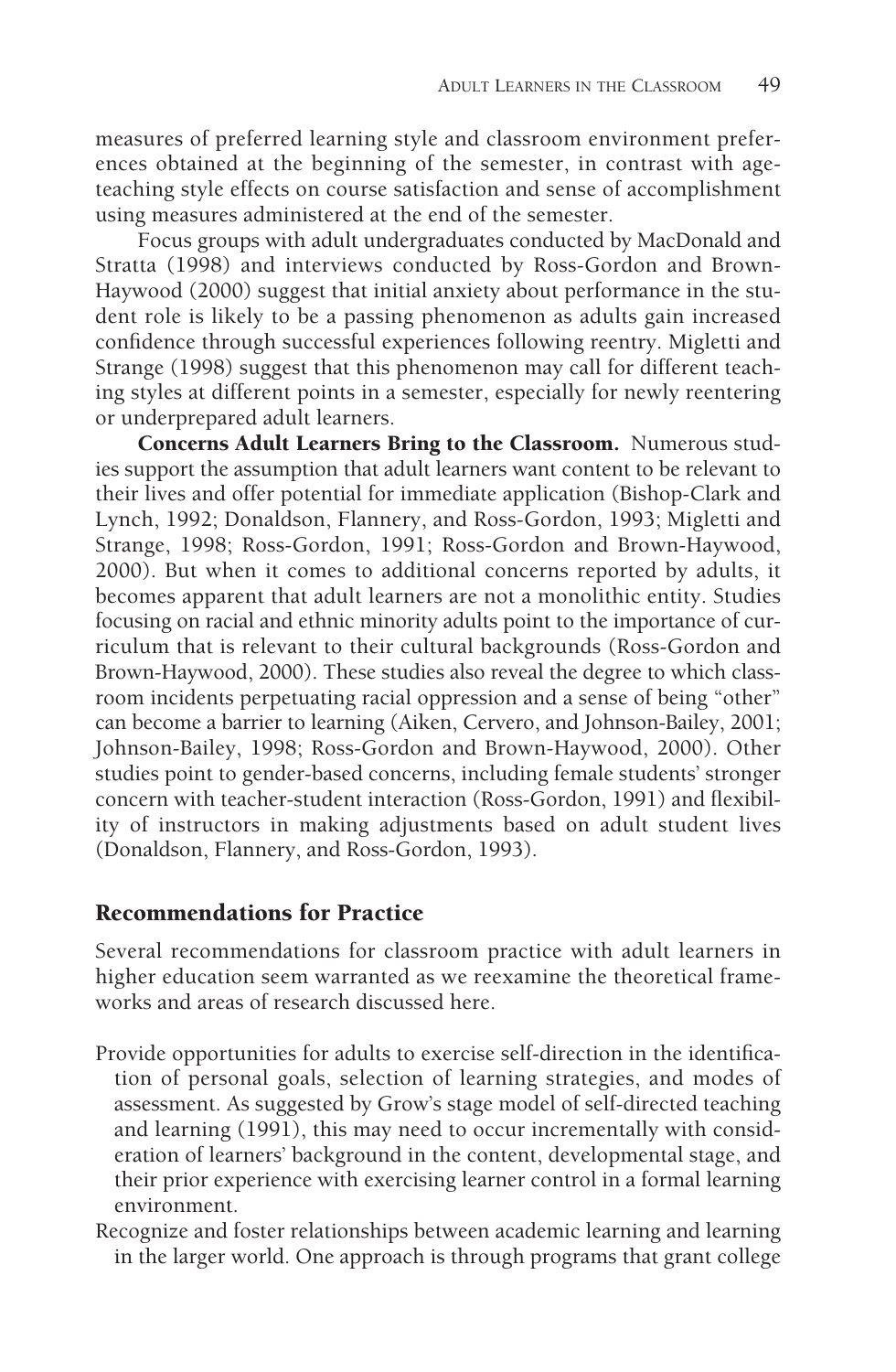measures of preferred learning style and classroom environment preferences obtained at the beginning of the semester, in contrast with age-teaching style effects on course satisfaction and sense of accomplishment using measures administered at the end of the semester.

Focus groups with adult undergraduates conducted by MacDonald and Stratta (1998) and interviews conducted by Ross-Gordon and Brown-Haywood (2000) suggest that initial anxiety about performance in the student role is likely to be a passing phenomenon as adults gain increased confidence through successful experiences following reentry. Migletti and Strange (1998) suggest that this phenomenon may call for different teaching styles at different points in a semester, especially for newly reentering or underprepared adult learners.

**Concerns Adult Learners Bring to the Classroom.** Numerous studies support the assumption that adult learners want content to be relevant to their lives and offer potential for immediate application (Bishop-Clark and Lynch, 1992; Donaldson, Flannery, and Ross-Gordon, 1993; Migletti and Strange, 1998; Ross-Gordon, 1991; Ross-Gordon and Brown-Haywood, 2000). But when it comes to additional concerns reported by adults, it becomes apparent that adult learners are not a monolithic entity. Studies focusing on racial and ethnic minority adults point to the importance of curriculum that is relevant to their cultural backgrounds (Ross-Gordon and Brown-Haywood, 2000). These studies also reveal the degree to which classroom incidents perpetuating racial oppression and a sense of being "other" can become a barrier to learning (Aiken, Cervero, and Johnson-Bailey, 2001; Johnson-Bailey, 1998; Ross-Gordon and Brown-Haywood, 2000). Other studies point to gender-based concerns, including female students' stronger concern with teacher-student interaction (Ross-Gordon, 1991) and flexibility of instructors in making adjustments based on adult student lives (Donaldson, Flannery, and Ross-Gordon, 1993).

## Recommendations for Practice

Several recommendations for classroom practice with adult learners in higher education seem warranted as we reexamine the theoretical frameworks and areas of research discussed here.

Provide opportunities for adults to exercise self-direction in the identification of personal goals, selection of learning strategies, and modes of assessment. As suggested by Grow's stage model of self-directed teaching and learning (1991), this may need to occur incrementally with consideration of learners' background in the content, developmental stage, and their prior experience with exercising learner control in a formal learning environment.

Recognize and foster relationships between academic learning and learning in the larger world. One approach is through programs that grant college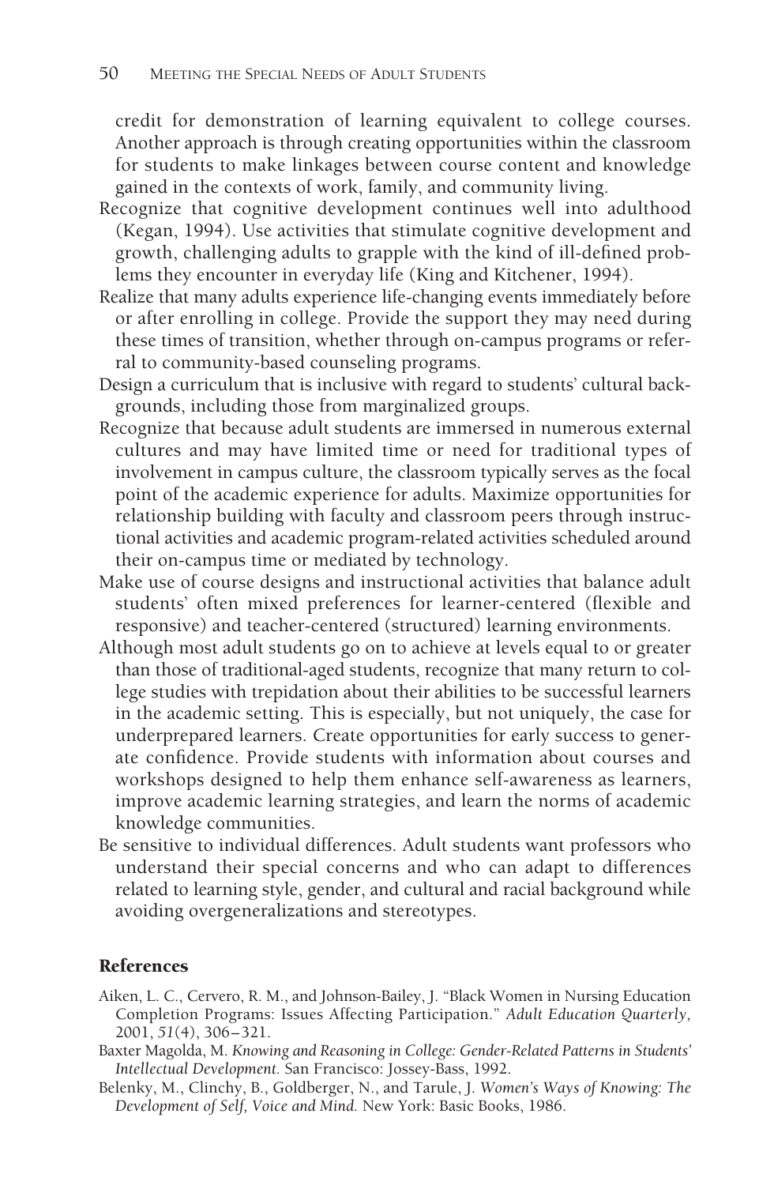credit for demonstration of learning equivalent to college courses. Another approach is through creating opportunities within the classroom for students to make linkages between course content and knowledge gained in the contexts of work, family, and community living.

Recognize that cognitive development continues well into adulthood (Kegan, 1994). Use activities that stimulate cognitive development and growth, challenging adults to grapple with the kind of ill-defined problems they encounter in everyday life (King and Kitchener, 1994).

Realize that many adults experience life-changing events immediately before or after enrolling in college. Provide the support they may need during these times of transition, whether through on-campus programs or referral to community-based counseling programs.

Design a curriculum that is inclusive with regard to students' cultural backgrounds, including those from marginalized groups.

Recognize that because adult students are immersed in numerous external cultures and may have limited time or need for traditional types of involvement in campus culture, the classroom typically serves as the focal point of the academic experience for adults. Maximize opportunities for relationship building with faculty and classroom peers through instructional activities and academic program-related activities scheduled around their on-campus time or mediated by technology.

Make use of course designs and instructional activities that balance adult students' often mixed preferences for learner-centered (flexible and responsive) and teacher-centered (structured) learning environments.

Although most adult students go on to achieve at levels equal to or greater than those of traditional-aged students, recognize that many return to college studies with trepidation about their abilities to be successful learners in the academic setting. This is especially, but not uniquely, the case for underprepared learners. Create opportunities for early success to generate confidence. Provide students with information about courses and workshops designed to help them enhance self-awareness as learners, improve academic learning strategies, and learn the norms of academic knowledge communities.

Be sensitive to individual differences. Adult students want professors who understand their special concerns and who can adapt to differences related to learning style, gender, and cultural and racial background while avoiding overgeneralizations and stereotypes.

## References

Aiken, L. C., Cervero, R. M., and Johnson-Bailey, J. "Black Women in Nursing Education Completion Programs: Issues Affecting Participation." *Adult Education Quarterly,* 2001, *51*(4), 306–321.

Baxter Magolda, M. *Knowing and Reasoning in College: Gender-Related Patterns in Students' Intellectual Development.* San Francisco: Jossey-Bass, 1992.

Belenky, M., Clinchy, B., Goldberger, N., and Tarule, J. *Women's Ways of Knowing: The Development of Self, Voice and Mind.* New York: Basic Books, 1986.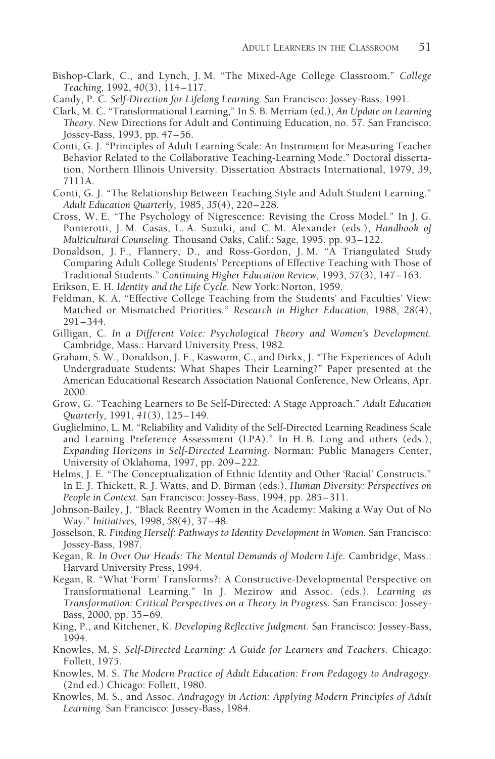Bishop-Clark, C., and Lynch, J. M. "The Mixed-Age College Classroom." *College Teaching,* 1992, *40*(3), 114–117.

Candy, P. C. *Self-Direction for Lifelong Learning.* San Francisco: Jossey-Bass, 1991.

Clark, M. C. "Transformational Learning," In S. B. Merriam (ed.), *An Update on Learning Theory*. New Directions for Adult and Continuing Education, no. 57. San Francisco: Jossey-Bass, 1993, pp. 47–56.

Conti, G. J. "Principles of Adult Learning Scale: An Instrument for Measuring Teacher Behavior Related to the Collaborative Teaching-Learning Mode." Doctoral dissertation, Northern Illinois University. Dissertation Abstracts International, 1979, *39*, 7111A.

Conti, G. J. "The Relationship Between Teaching Style and Adult Student Learning." *Adult Education Quarterly,* 1985, *35*(4), 220–228.

Cross, W. E. "The Psychology of Nigrescence: Revising the Cross Model." In J. G. Ponterotti, J. M. Casas, L. A. Suzuki, and C. M. Alexander (eds.), *Handbook of Multicultural Counseling.* Thousand Oaks, Calif.: Sage, 1995, pp. 93–122.

Donaldson, J. F., Flannery, D., and Ross-Gordon, J. M. "A Triangulated Study Comparing Adult College Students' Perceptions of Effective Teaching with Those of Traditional Students." *Continuing Higher Education Review,* 1993, *57*(3), 147–163.

Erikson, E. H. *Identity and the Life Cycle.* New York: Norton, 1959.

Feldman, K. A. "Effective College Teaching from the Students' and Faculties' View: Matched or Mismatched Priorities." *Research in Higher Education,* 1988, *28*(4), 291–344.

Gilligan, C. *In a Different Voice: Psychological Theory and Women's Development.* Cambridge, Mass.: Harvard University Press, 1982.

Graham, S. W., Donaldson, J. F., Kasworm, C., and Dirkx, J. "The Experiences of Adult Undergraduate Students: What Shapes Their Learning?" Paper presented at the American Educational Research Association National Conference, New Orleans, Apr. 2000.

Grow, G. "Teaching Learners to Be Self-Directed: A Stage Approach." *Adult Education Quarterly,* 1991, *41*(3), 125–149.

Guglielmino, L. M. "Reliability and Validity of the Self-Directed Learning Readiness Scale and Learning Preference Assessment (LPA)." In H. B. Long and others (eds.), *Expanding Horizons in Self-Directed Learning.* Norman: Public Managers Center, University of Oklahoma, 1997, pp. 209–222.

Helms, J. E. "The Conceptualization of Ethnic Identity and Other 'Racial' Constructs." In E. J. Thickett, R. J. Watts, and D. Birman (eds.), *Human Diversity: Perspectives on People in Context.* San Francisco: Jossey-Bass, 1994, pp. 285–311.

Johnson-Bailey, J. "Black Reentry Women in the Academy: Making a Way Out of No Way." *Initiatives,* 1998, *58*(4), 37–48.

Josselson, R. *Finding Herself: Pathways to Identity Development in Women.* San Francisco: Jossey-Bass, 1987.

Kegan, R. *In Over Our Heads: The Mental Demands of Modern Life.* Cambridge, Mass.: Harvard University Press, 1994.

Kegan, R. "What 'Form' Transforms?: A Constructive-Developmental Perspective on Transformational Learning." In J. Mezirow and Assoc. (eds.). *Learning as Transformation: Critical Perspectives on a Theory in Progress.* San Francisco: Jossey-Bass, 2000, pp. 35–69.

King, P., and Kitchener, K. *Developing Reflective Judgment.* San Francisco: Jossey-Bass, 1994.

Knowles, M. S. *Self-Directed Learning: A Guide for Learners and Teachers.* Chicago: Follett, 1975.

Knowles, M. S. *The Modern Practice of Adult Education: From Pedagogy to Andragogy.* (2nd ed.) Chicago: Follett, 1980.

Knowles, M. S., and Assoc. *Andragogy in Action: Applying Modern Principles of Adult Learning.* San Francisco: Jossey-Bass, 1984.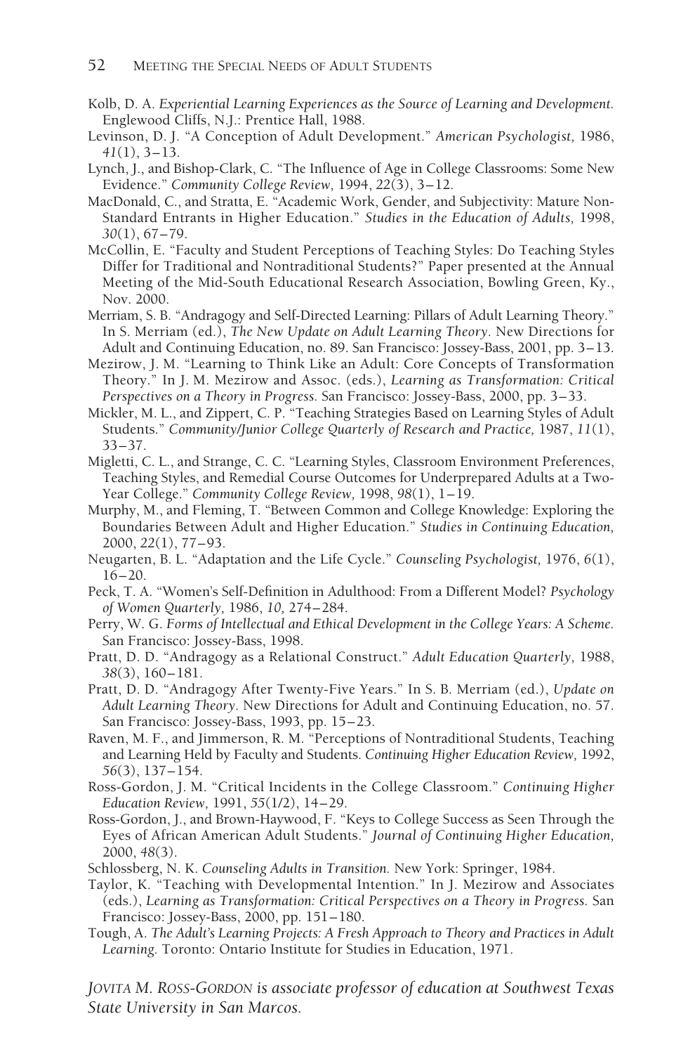Kolb, D. A. *Experiential Learning Experiences as the Source of Learning and Development.* Englewood Cliffs, N.J.: Prentice Hall, 1988.

Levinson, D. J. "A Conception of Adult Development." *American Psychologist,* 1986, *41*(1), 3–13.

Lynch, J., and Bishop-Clark, C. "The Influence of Age in College Classrooms: Some New Evidence." *Community College Review,* 1994, *22*(3), 3–12.

MacDonald, C., and Stratta, E. "Academic Work, Gender, and Subjectivity: Mature Non-Standard Entrants in Higher Education." *Studies in the Education of Adults,* 1998, *30*(1), 67–79.

McCollin, E. "Faculty and Student Perceptions of Teaching Styles: Do Teaching Styles Differ for Traditional and Nontraditional Students?" Paper presented at the Annual Meeting of the Mid-South Educational Research Association, Bowling Green, Ky., Nov. 2000.

Merriam, S. B. "Andragogy and Self-Directed Learning: Pillars of Adult Learning Theory." In S. Merriam (ed.), *The New Update on Adult Learning Theory*. New Directions for Adult and Continuing Education, no. 89. San Francisco: Jossey-Bass, 2001, pp. 3–13.

Mezirow, J. M. "Learning to Think Like an Adult: Core Concepts of Transformation Theory." In J. M. Mezirow and Assoc. (eds.), *Learning as Transformation: Critical Perspectives on a Theory in Progress.* San Francisco: Jossey-Bass, 2000, pp. 3–33.

Mickler, M. L., and Zippert, C. P. "Teaching Strategies Based on Learning Styles of Adult Students." *Community/Junior College Quarterly of Research and Practice,* 1987, *11*(1), 33–37.

Migletti, C. L., and Strange, C. C. "Learning Styles, Classroom Environment Preferences, Teaching Styles, and Remedial Course Outcomes for Underprepared Adults at a Two-Year College." *Community College Review,* 1998, *98*(1), 1–19.

Murphy, M., and Fleming, T. "Between Common and College Knowledge: Exploring the Boundaries Between Adult and Higher Education." *Studies in Continuing Education,* 2000, *22*(1), 77–93.

Neugarten, B. L. "Adaptation and the Life Cycle." *Counseling Psychologist,* 1976, *6*(1), 16–20.

Peck, T. A. "Women's Self-Definition in Adulthood: From a Different Model? *Psychology of Women Quarterly,* 1986, *10,* 274–284.

Perry, W. G. *Forms of Intellectual and Ethical Development in the College Years: A Scheme.* San Francisco: Jossey-Bass, 1998.

Pratt, D. D. "Andragogy as a Relational Construct." *Adult Education Quarterly,* 1988, *38*(3), 160–181.

Pratt, D. D. "Andragogy After Twenty-Five Years." In S. B. Merriam (ed.), *Update on Adult Learning Theory.* New Directions for Adult and Continuing Education, no. 57. San Francisco: Jossey-Bass, 1993, pp. 15–23.

Raven, M. F., and Jimmerson, R. M. "Perceptions of Nontraditional Students, Teaching and Learning Held by Faculty and Students. *Continuing Higher Education Review,* 1992, *56*(3), 137–154.

Ross-Gordon, J. M. "Critical Incidents in the College Classroom." *Continuing Higher Education Review,* 1991, *55*(1/2), 14–29.

Ross-Gordon, J., and Brown-Haywood, F. "Keys to College Success as Seen Through the Eyes of African American Adult Students." *Journal of Continuing Higher Education,* 2000, *48*(3).

Schlossberg, N. K. *Counseling Adults in Transition.* New York: Springer, 1984.

Taylor, K. "Teaching with Developmental Intention." In J. Mezirow and Associates (eds.), *Learning as Transformation: Critical Perspectives on a Theory in Progress.* San Francisco: Jossey-Bass, 2000, pp. 151–180.

Tough, A. *The Adult's Learning Projects: A Fresh Approach to Theory and Practices in Adult Learning.* Toronto: Ontario Institute for Studies in Education, 1971.

*JOVITA M. ROSS-GORDON is associate professor of education at Southwest Texas State University in San Marcos.*